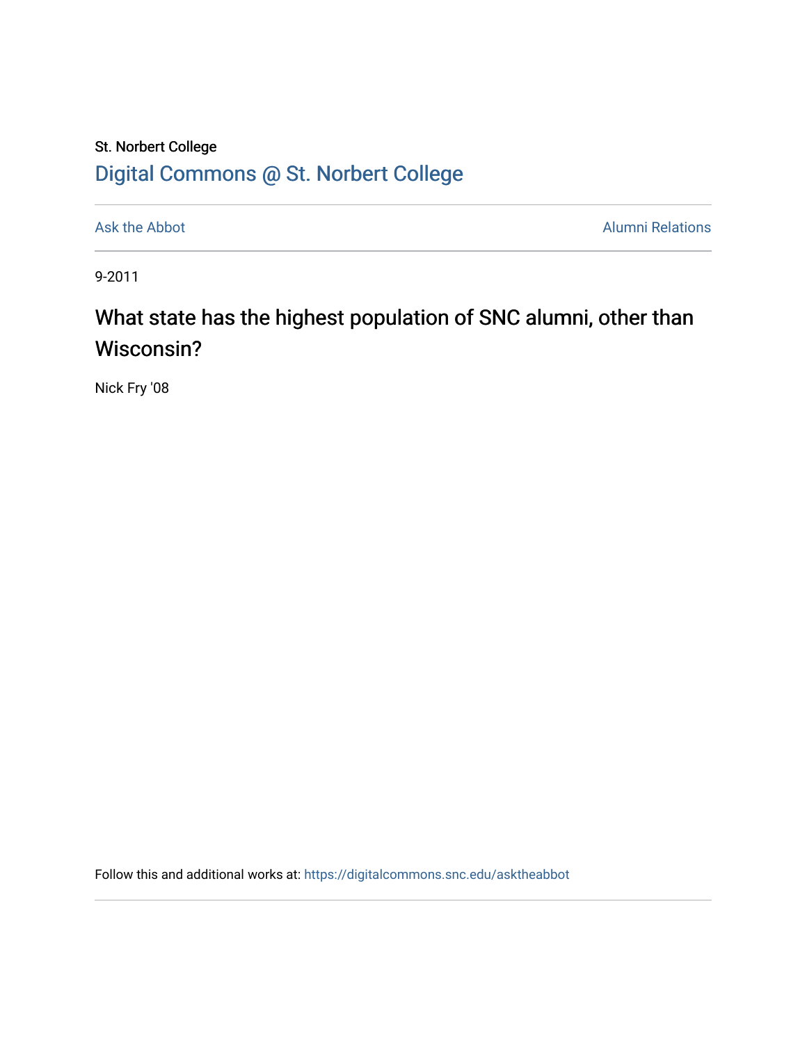St. Norbert College

Digital Commons @ St. Norbert College

Ask the Abbot

Alumni Relations

9-2011

# What state has the highest population of SNC alumni, other than Wisconsin?

Nick Fry '08

Follow this and additional works at: https://digitalcommons.snc.edu/asktheabbot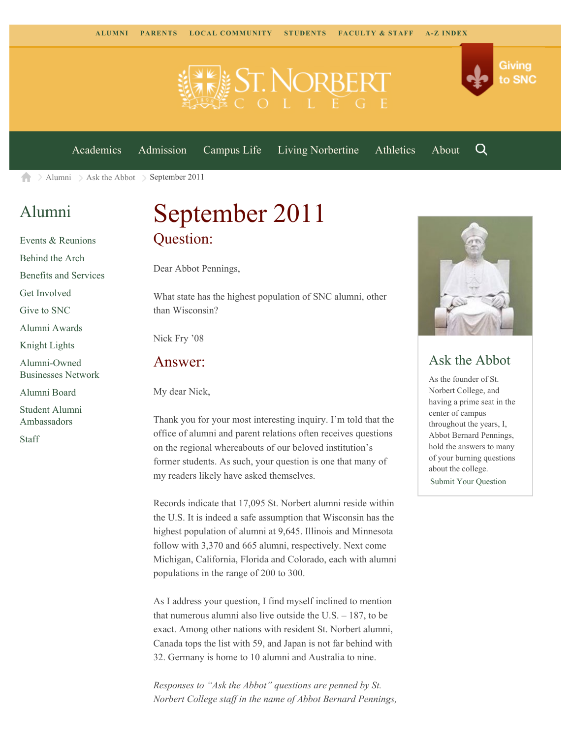ALUMNI PARENTS LOCAL COMMUNITY STUDENTS FACULTY & STAFF A-Z INDEX

Giving to SNC

Academics Admission Campus Life Living Norbertine Athletics About

Alumni > Ask the Abbot > September 2011

## Alumni

- Events & Reunions
- Behind the Arch
- Benefits and Services
- Get Involved
- Give to SNC
- Alumni Awards
- Knight Lights
- Alumni-Owned Businesses Network
- Alumni Board
- Student Alumni Ambassadors
- Staff

# September 2011

## Question:

Dear Abbot Pennings,

What state has the highest population of SNC alumni, other than Wisconsin?

Nick Fry '08

## Answer:

My dear Nick,

Thank you for your most interesting inquiry. I'm told that the office of alumni and parent relations often receives questions on the regional whereabouts of our beloved institution's former students. As such, your question is one that many of my readers likely have asked themselves.

Records indicate that 17,095 St. Norbert alumni reside within the U.S. It is indeed a safe assumption that Wisconsin has the highest population of alumni at 9,645. Illinois and Minnesota follow with 3,370 and 665 alumni, respectively. Next come Michigan, California, Florida and Colorado, each with alumni populations in the range of 200 to 300.

As I address your question, I find myself inclined to mention that numerous alumni also live outside the U.S. – 187, to be exact. Among other nations with resident St. Norbert alumni, Canada tops the list with 59, and Japan is not far behind with 32. Germany is home to 10 alumni and Australia to nine.

*Responses to "Ask the Abbot" questions are penned by St. Norbert College staff in the name of Abbot Bernard Pennings,*

## Ask the Abbot

As the founder of St. Norbert College, and having a prime seat in the center of campus throughout the years, I, Abbot Bernard Pennings, hold the answers to many of your burning questions about the college.

Submit Your Question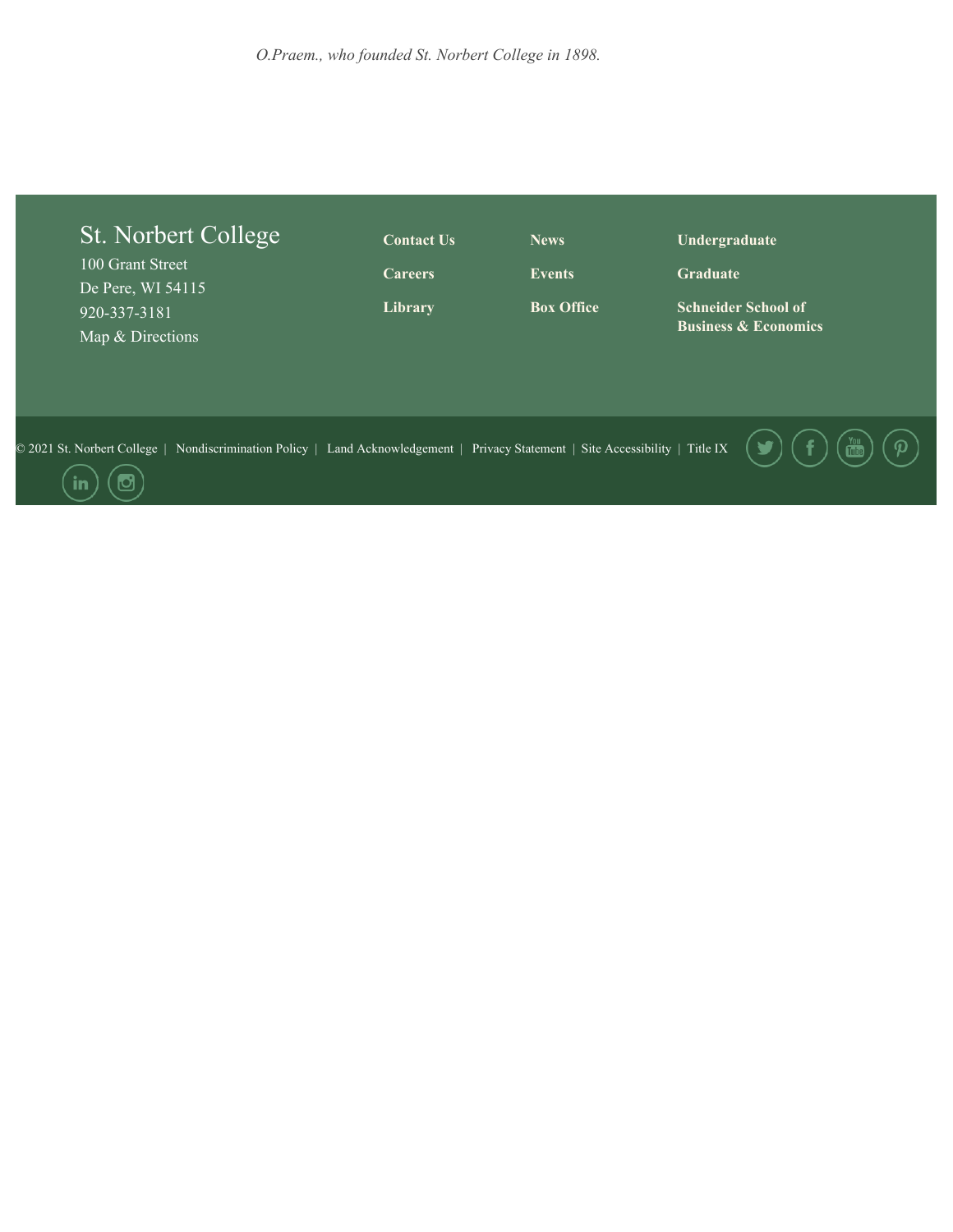*O.Praem., who founded St. Norbert College in 1898.*

St. Norbert College

100 Grant Street
De Pere, WI 54115
920-337-3181
Map & Directions

**Contact Us**

**Careers**

**Library**

**News**

**Events**

**Box Office**

**Undergraduate**

**Graduate**

**Schneider School of Business & Economics**

© 2021 St. Norbert College | Nondiscrimination Policy | Land Acknowledgement | Privacy Statement | Site Accessibility | Title IX